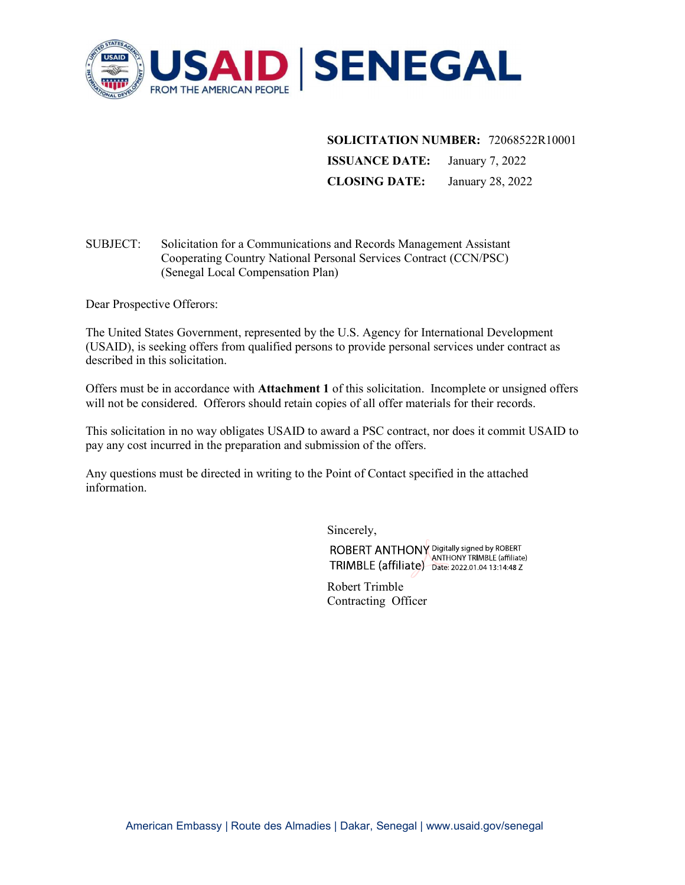# USAID | SENEGAL

FROM THE AMERICAN PEOPLE

**SOLICITATION NUMBER:** 72068522R10001
**ISSUANCE DATE:** January 7, 2022
**CLOSING DATE:** January 28, 2022

SUBJECT: Solicitation for a Communications and Records Management Assistant Cooperating Country National Personal Services Contract (CCN/PSC) (Senegal Local Compensation Plan)

Dear Prospective Offerors:

The United States Government, represented by the U.S. Agency for International Development (USAID), is seeking offers from qualified persons to provide personal services under contract as described in this solicitation.

Offers must be in accordance with **Attachment 1** of this solicitation. Incomplete or unsigned offers will not be considered. Offerors should retain copies of all offer materials for their records.

This solicitation in no way obligates USAID to award a PSC contract, nor does it commit USAID to pay any cost incurred in the preparation and submission of the offers.

Any questions must be directed in writing to the Point of Contact specified in the attached information.

Sincerely,

ROBERT ANTHONY TRIMBLE (affiliate) Digitally signed by ROBERT ANTHONY TRIMBLE (affiliate) Date: 2022.01.04 13:14:48 Z

Robert Trimble
Contracting Officer

American Embassy | Route des Almadies | Dakar, Senegal | www.usaid.gov/senegal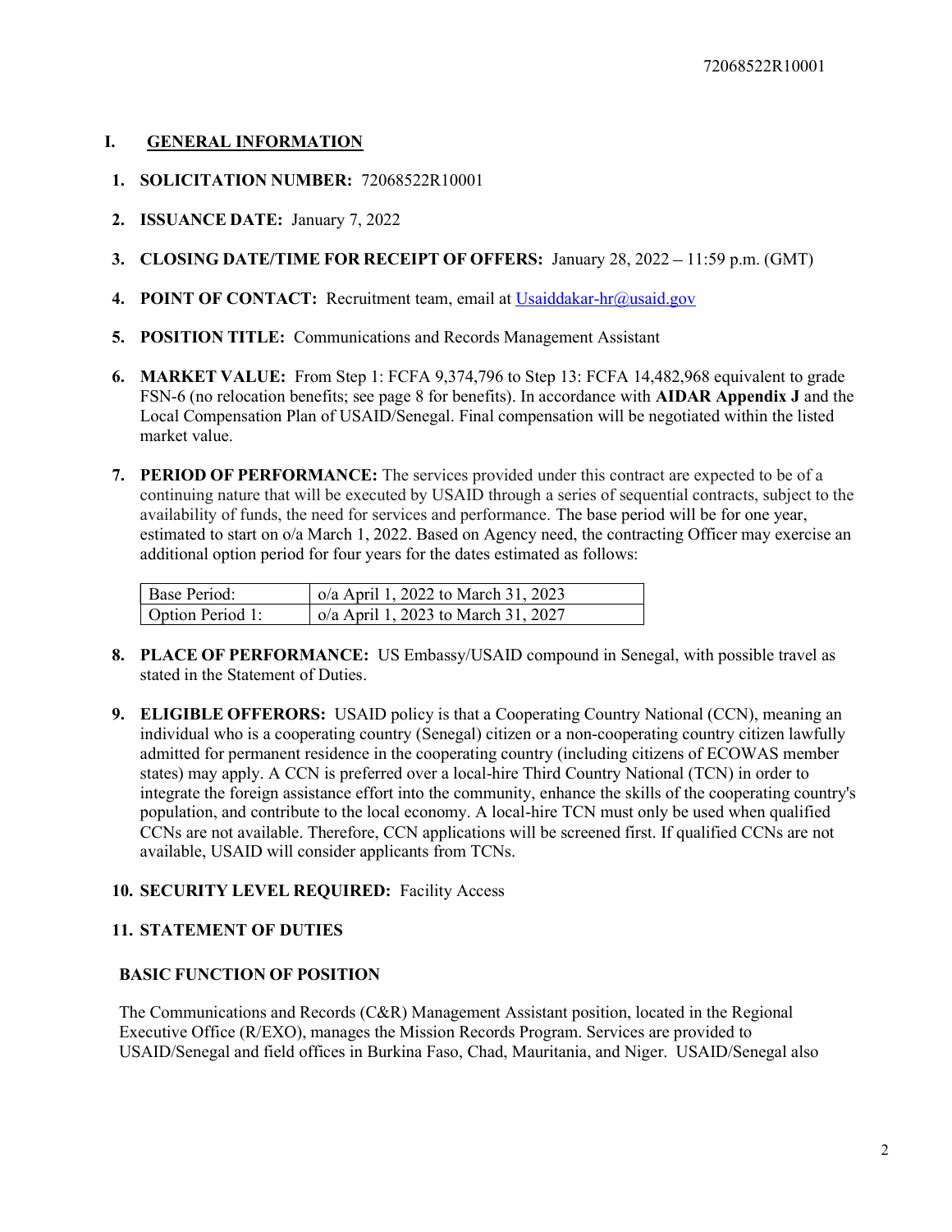## I. GENERAL INFORMATION

1. **SOLICITATION NUMBER:** 72068522R10001

2. **ISSUANCE DATE:** January 7, 2022

3. **CLOSING DATE/TIME FOR RECEIPT OF OFFERS:** January 28, 2022 – 11:59 p.m. (GMT)

4. **POINT OF CONTACT:** Recruitment team, email at Usaiddakar-hr@usaid.gov

5. **POSITION TITLE:** Communications and Records Management Assistant

6. **MARKET VALUE:** From Step 1: FCFA 9,374,796 to Step 13: FCFA 14,482,968 equivalent to grade FSN-6 (no relocation benefits; see page 8 for benefits). In accordance with **AIDAR Appendix J** and the Local Compensation Plan of USAID/Senegal. Final compensation will be negotiated within the listed market value.

7. **PERIOD OF PERFORMANCE:** The services provided under this contract are expected to be of a continuing nature that will be executed by USAID through a series of sequential contracts, subject to the availability of funds, the need for services and performance. The base period will be for one year, estimated to start on o/a March 1, 2022. Based on Agency need, the contracting Officer may exercise an additional option period for four years for the dates estimated as follows:

| Base Period: | o/a April 1, 2022 to March 31, 2023 |
|---|---|
| Option Period 1: | o/a April 1, 2023 to March 31, 2027 |

8. **PLACE OF PERFORMANCE:** US Embassy/USAID compound in Senegal, with possible travel as stated in the Statement of Duties.

9. **ELIGIBLE OFFERORS:** USAID policy is that a Cooperating Country National (CCN), meaning an individual who is a cooperating country (Senegal) citizen or a non-cooperating country citizen lawfully admitted for permanent residence in the cooperating country (including citizens of ECOWAS member states) may apply. A CCN is preferred over a local-hire Third Country National (TCN) in order to integrate the foreign assistance effort into the community, enhance the skills of the cooperating country's population, and contribute to the local economy. A local-hire TCN must only be used when qualified CCNs are not available. Therefore, CCN applications will be screened first. If qualified CCNs are not available, USAID will consider applicants from TCNs.

10. **SECURITY LEVEL REQUIRED:** Facility Access

11. **STATEMENT OF DUTIES**

**BASIC FUNCTION OF POSITION**

The Communications and Records (C&R) Management Assistant position, located in the Regional Executive Office (R/EXO), manages the Mission Records Program. Services are provided to USAID/Senegal and field offices in Burkina Faso, Chad, Mauritania, and Niger. USAID/Senegal also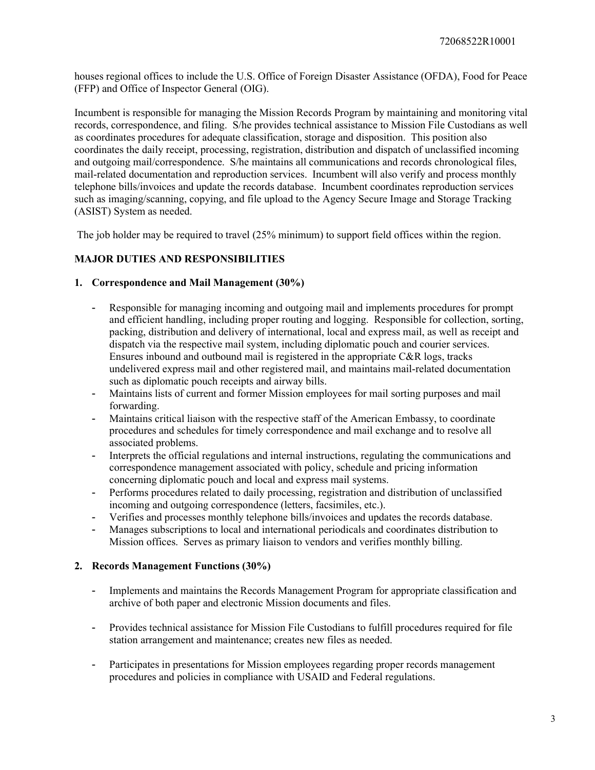houses regional offices to include the U.S. Office of Foreign Disaster Assistance (OFDA), Food for Peace (FFP) and Office of Inspector General (OIG).

Incumbent is responsible for managing the Mission Records Program by maintaining and monitoring vital records, correspondence, and filing. S/he provides technical assistance to Mission File Custodians as well as coordinates procedures for adequate classification, storage and disposition. This position also coordinates the daily receipt, processing, registration, distribution and dispatch of unclassified incoming and outgoing mail/correspondence. S/he maintains all communications and records chronological files, mail-related documentation and reproduction services. Incumbent will also verify and process monthly telephone bills/invoices and update the records database. Incumbent coordinates reproduction services such as imaging/scanning, copying, and file upload to the Agency Secure Image and Storage Tracking (ASIST) System as needed.

The job holder may be required to travel (25% minimum) to support field offices within the region.

## MAJOR DUTIES AND RESPONSIBILITIES

### 1. Correspondence and Mail Management (30%)

- Responsible for managing incoming and outgoing mail and implements procedures for prompt and efficient handling, including proper routing and logging. Responsible for collection, sorting, packing, distribution and delivery of international, local and express mail, as well as receipt and dispatch via the respective mail system, including diplomatic pouch and courier services. Ensures inbound and outbound mail is registered in the appropriate C&R logs, tracks undelivered express mail and other registered mail, and maintains mail-related documentation such as diplomatic pouch receipts and airway bills.
- Maintains lists of current and former Mission employees for mail sorting purposes and mail forwarding.
- Maintains critical liaison with the respective staff of the American Embassy, to coordinate procedures and schedules for timely correspondence and mail exchange and to resolve all associated problems.
- Interprets the official regulations and internal instructions, regulating the communications and correspondence management associated with policy, schedule and pricing information concerning diplomatic pouch and local and express mail systems.
- Performs procedures related to daily processing, registration and distribution of unclassified incoming and outgoing correspondence (letters, facsimiles, etc.).
- Verifies and processes monthly telephone bills/invoices and updates the records database.
- Manages subscriptions to local and international periodicals and coordinates distribution to Mission offices. Serves as primary liaison to vendors and verifies monthly billing.

### 2. Records Management Functions (30%)

- Implements and maintains the Records Management Program for appropriate classification and archive of both paper and electronic Mission documents and files.
- Provides technical assistance for Mission File Custodians to fulfill procedures required for file station arrangement and maintenance; creates new files as needed.
- Participates in presentations for Mission employees regarding proper records management procedures and policies in compliance with USAID and Federal regulations.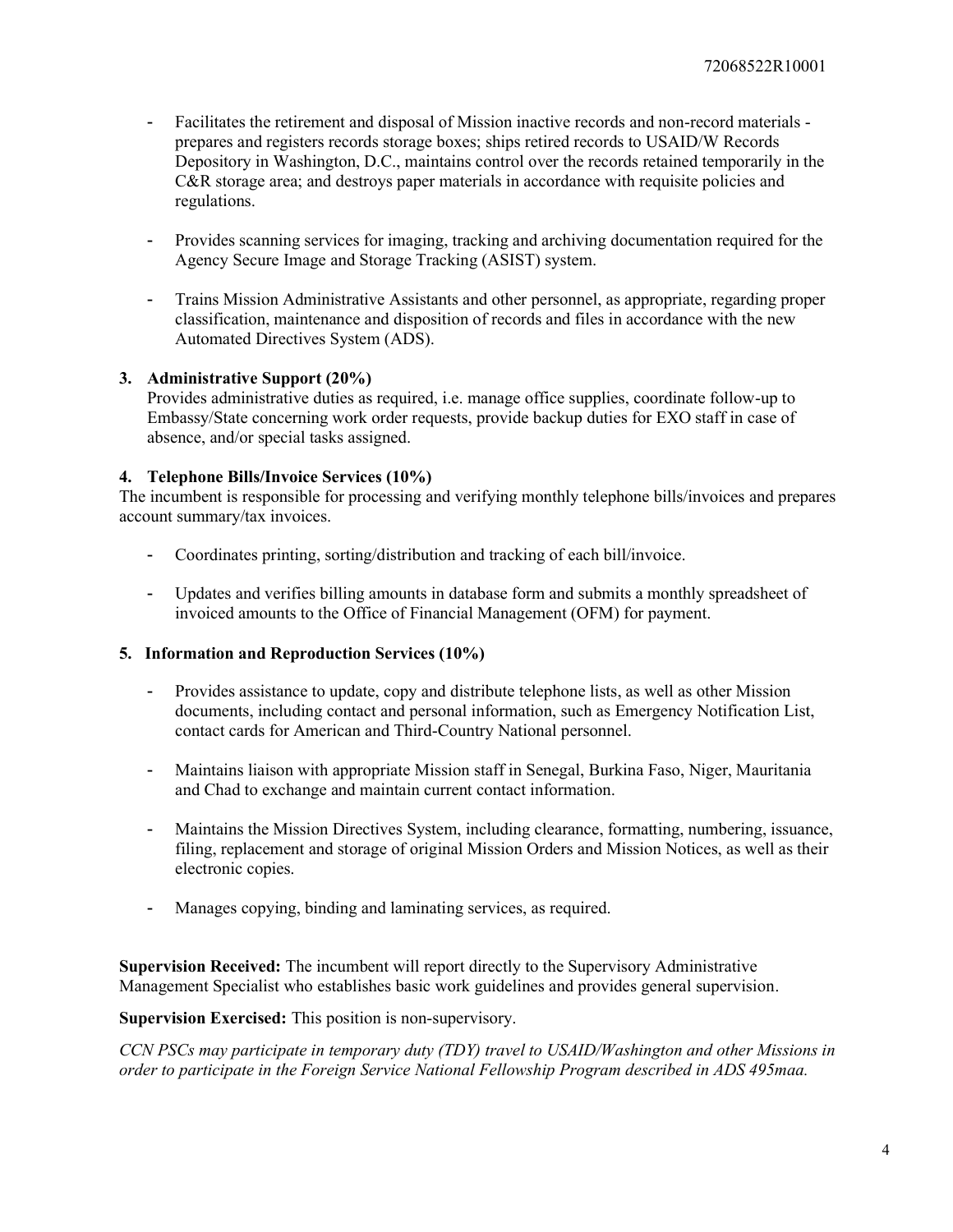- Facilitates the retirement and disposal of Mission inactive records and non-record materials - prepares and registers records storage boxes; ships retired records to USAID/W Records Depository in Washington, D.C., maintains control over the records retained temporarily in the C&R storage area; and destroys paper materials in accordance with requisite policies and regulations.

- Provides scanning services for imaging, tracking and archiving documentation required for the Agency Secure Image and Storage Tracking (ASIST) system.

- Trains Mission Administrative Assistants and other personnel, as appropriate, regarding proper classification, maintenance and disposition of records and files in accordance with the new Automated Directives System (ADS).

**3. Administrative Support (20%)**

Provides administrative duties as required, i.e. manage office supplies, coordinate follow-up to Embassy/State concerning work order requests, provide backup duties for EXO staff in case of absence, and/or special tasks assigned.

**4. Telephone Bills/Invoice Services (10%)**

The incumbent is responsible for processing and verifying monthly telephone bills/invoices and prepares account summary/tax invoices.

- Coordinates printing, sorting/distribution and tracking of each bill/invoice.

- Updates and verifies billing amounts in database form and submits a monthly spreadsheet of invoiced amounts to the Office of Financial Management (OFM) for payment.

**5. Information and Reproduction Services (10%)**

- Provides assistance to update, copy and distribute telephone lists, as well as other Mission documents, including contact and personal information, such as Emergency Notification List, contact cards for American and Third-Country National personnel.

- Maintains liaison with appropriate Mission staff in Senegal, Burkina Faso, Niger, Mauritania and Chad to exchange and maintain current contact information.

- Maintains the Mission Directives System, including clearance, formatting, numbering, issuance, filing, replacement and storage of original Mission Orders and Mission Notices, as well as their electronic copies.

- Manages copying, binding and laminating services, as required.

**Supervision Received:** The incumbent will report directly to the Supervisory Administrative Management Specialist who establishes basic work guidelines and provides general supervision.

**Supervision Exercised:** This position is non-supervisory.

*CCN PSCs may participate in temporary duty (TDY) travel to USAID/Washington and other Missions in order to participate in the Foreign Service National Fellowship Program described in ADS 495maa.*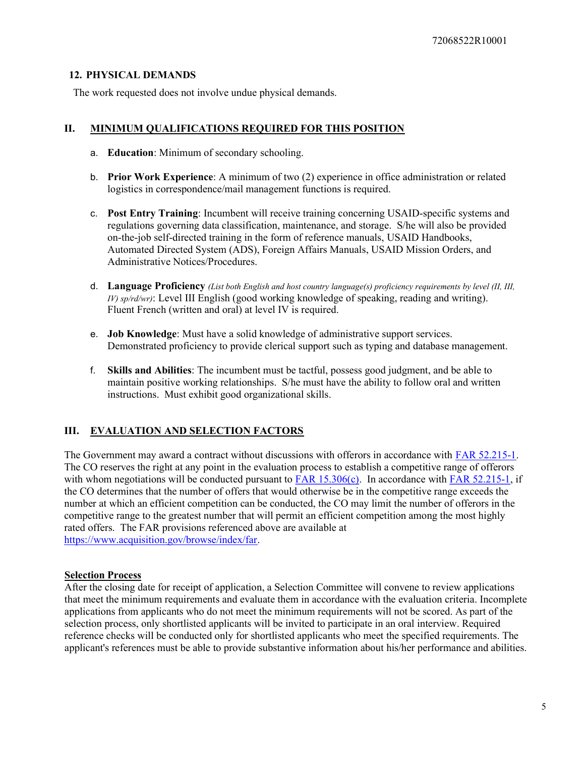### 12. PHYSICAL DEMANDS

The work requested does not involve undue physical demands.

## II. MINIMUM QUALIFICATIONS REQUIRED FOR THIS POSITION

a. **Education**: Minimum of secondary schooling.

b. **Prior Work Experience**: A minimum of two (2) experience in office administration or related logistics in correspondence/mail management functions is required.

c. **Post Entry Training**: Incumbent will receive training concerning USAID-specific systems and regulations governing data classification, maintenance, and storage. S/he will also be provided on-the-job self-directed training in the form of reference manuals, USAID Handbooks, Automated Directed System (ADS), Foreign Affairs Manuals, USAID Mission Orders, and Administrative Notices/Procedures.

d. **Language Proficiency** *(List both English and host country language(s) proficiency requirements by level (II, III, IV) sp/rd/wr)*: Level III English (good working knowledge of speaking, reading and writing). Fluent French (written and oral) at level IV is required.

e. **Job Knowledge**: Must have a solid knowledge of administrative support services. Demonstrated proficiency to provide clerical support such as typing and database management.

f. **Skills and Abilities**: The incumbent must be tactful, possess good judgment, and be able to maintain positive working relationships. S/he must have the ability to follow oral and written instructions. Must exhibit good organizational skills.

## III. EVALUATION AND SELECTION FACTORS

The Government may award a contract without discussions with offerors in accordance with [FAR 52.215-1](https://www.acquisition.gov/browse/index/far). The CO reserves the right at any point in the evaluation process to establish a competitive range of offerors with whom negotiations will be conducted pursuant to [FAR 15.306(c)](https://www.acquisition.gov/browse/index/far). In accordance with [FAR 52.215-1](https://www.acquisition.gov/browse/index/far), if the CO determines that the number of offers that would otherwise be in the competitive range exceeds the number at which an efficient competition can be conducted, the CO may limit the number of offerors in the competitive range to the greatest number that will permit an efficient competition among the most highly rated offers. The FAR provisions referenced above are available at https://www.acquisition.gov/browse/index/far.

**Selection Process**

After the closing date for receipt of application, a Selection Committee will convene to review applications that meet the minimum requirements and evaluate them in accordance with the evaluation criteria. Incomplete applications from applicants who do not meet the minimum requirements will not be scored. As part of the selection process, only shortlisted applicants will be invited to participate in an oral interview. Required reference checks will be conducted only for shortlisted applicants who meet the specified requirements. The applicant's references must be able to provide substantive information about his/her performance and abilities.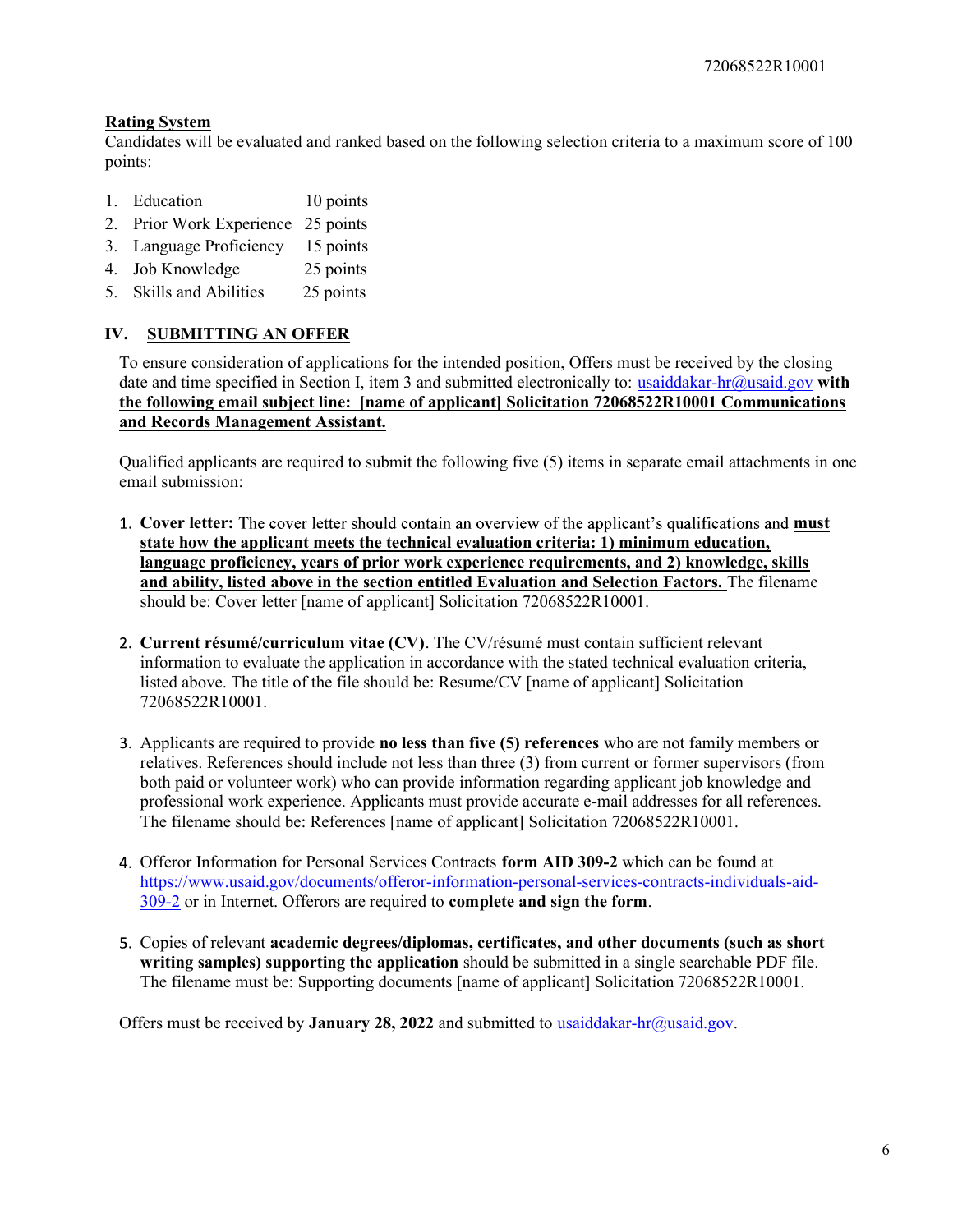**Rating System**

Candidates will be evaluated and ranked based on the following selection criteria to a maximum score of 100 points:

1. Education 10 points
2. Prior Work Experience 25 points
3. Language Proficiency 15 points
4. Job Knowledge 25 points
5. Skills and Abilities 25 points

## IV. SUBMITTING AN OFFER

To ensure consideration of applications for the intended position, Offers must be received by the closing date and time specified in Section I, item 3 and submitted electronically to: usaiddakar-hr@usaid.gov **with the following email subject line: [name of applicant] Solicitation 72068522R10001 Communications and Records Management Assistant.**

Qualified applicants are required to submit the following five (5) items in separate email attachments in one email submission:

1. **Cover letter:** The cover letter should contain an overview of the applicant's qualifications and **must state how the applicant meets the technical evaluation criteria: 1) minimum education, language proficiency, years of prior work experience requirements, and 2) knowledge, skills and ability, listed above in the section entitled Evaluation and Selection Factors.** The filename should be: Cover letter [name of applicant] Solicitation 72068522R10001.

2. **Current résumé/curriculum vitae (CV)**. The CV/résumé must contain sufficient relevant information to evaluate the application in accordance with the stated technical evaluation criteria, listed above. The title of the file should be: Resume/CV [name of applicant] Solicitation 72068522R10001.

3. Applicants are required to provide **no less than five (5) references** who are not family members or relatives. References should include not less than three (3) from current or former supervisors (from both paid or volunteer work) who can provide information regarding applicant job knowledge and professional work experience. Applicants must provide accurate e-mail addresses for all references. The filename should be: References [name of applicant] Solicitation 72068522R10001.

4. Offeror Information for Personal Services Contracts **form AID 309-2** which can be found at https://www.usaid.gov/documents/offeror-information-personal-services-contracts-individuals-aid-309-2 or in Internet. Offerors are required to **complete and sign the form**.

5. Copies of relevant **academic degrees/diplomas, certificates, and other documents (such as short writing samples) supporting the application** should be submitted in a single searchable PDF file. The filename must be: Supporting documents [name of applicant] Solicitation 72068522R10001.

Offers must be received by **January 28, 2022** and submitted to usaiddakar-hr@usaid.gov.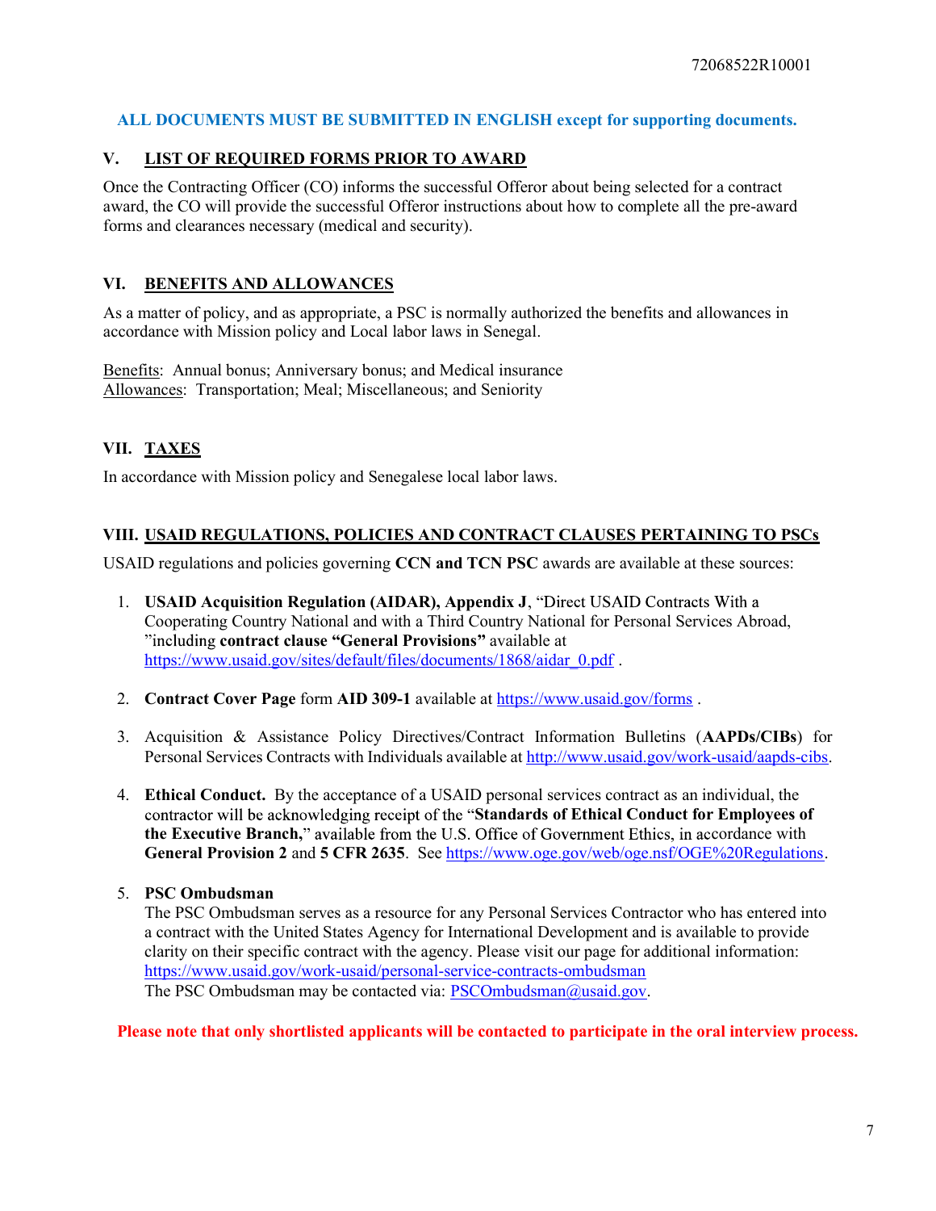**ALL DOCUMENTS MUST BE SUBMITTED IN ENGLISH except for supporting documents.**

## V. LIST OF REQUIRED FORMS PRIOR TO AWARD

Once the Contracting Officer (CO) informs the successful Offeror about being selected for a contract award, the CO will provide the successful Offeror instructions about how to complete all the pre-award forms and clearances necessary (medical and security).

## VI. BENEFITS AND ALLOWANCES

As a matter of policy, and as appropriate, a PSC is normally authorized the benefits and allowances in accordance with Mission policy and Local labor laws in Senegal.

Benefits: Annual bonus; Anniversary bonus; and Medical insurance
Allowances: Transportation; Meal; Miscellaneous; and Seniority

## VII. TAXES

In accordance with Mission policy and Senegalese local labor laws.

## VIII. USAID REGULATIONS, POLICIES AND CONTRACT CLAUSES PERTAINING TO PSCs

USAID regulations and policies governing **CCN and TCN PSC** awards are available at these sources:

1. **USAID Acquisition Regulation (AIDAR), Appendix J**, "Direct USAID Contracts With a Cooperating Country National and with a Third Country National for Personal Services Abroad, "including **contract clause "General Provisions"** available at https://www.usaid.gov/sites/default/files/documents/1868/aidar_0.pdf .

2. **Contract Cover Page** form **AID 309-1** available at https://www.usaid.gov/forms .

3. Acquisition & Assistance Policy Directives/Contract Information Bulletins (**AAPDs/CIBs**) for Personal Services Contracts with Individuals available at http://www.usaid.gov/work-usaid/aapds-cibs.

4. **Ethical Conduct.** By the acceptance of a USAID personal services contract as an individual, the contractor will be acknowledging receipt of the "**Standards of Ethical Conduct for Employees of the Executive Branch,**" available from the U.S. Office of Government Ethics, in accordance with **General Provision 2** and **5 CFR 2635**. See https://www.oge.gov/web/oge.nsf/OGE%20Regulations.

5. **PSC Ombudsman**
   The PSC Ombudsman serves as a resource for any Personal Services Contractor who has entered into a contract with the United States Agency for International Development and is available to provide clarity on their specific contract with the agency. Please visit our page for additional information: https://www.usaid.gov/work-usaid/personal-service-contracts-ombudsman
   The PSC Ombudsman may be contacted via: PSCOmbudsman@usaid.gov.

**Please note that only shortlisted applicants will be contacted to participate in the oral interview process.**